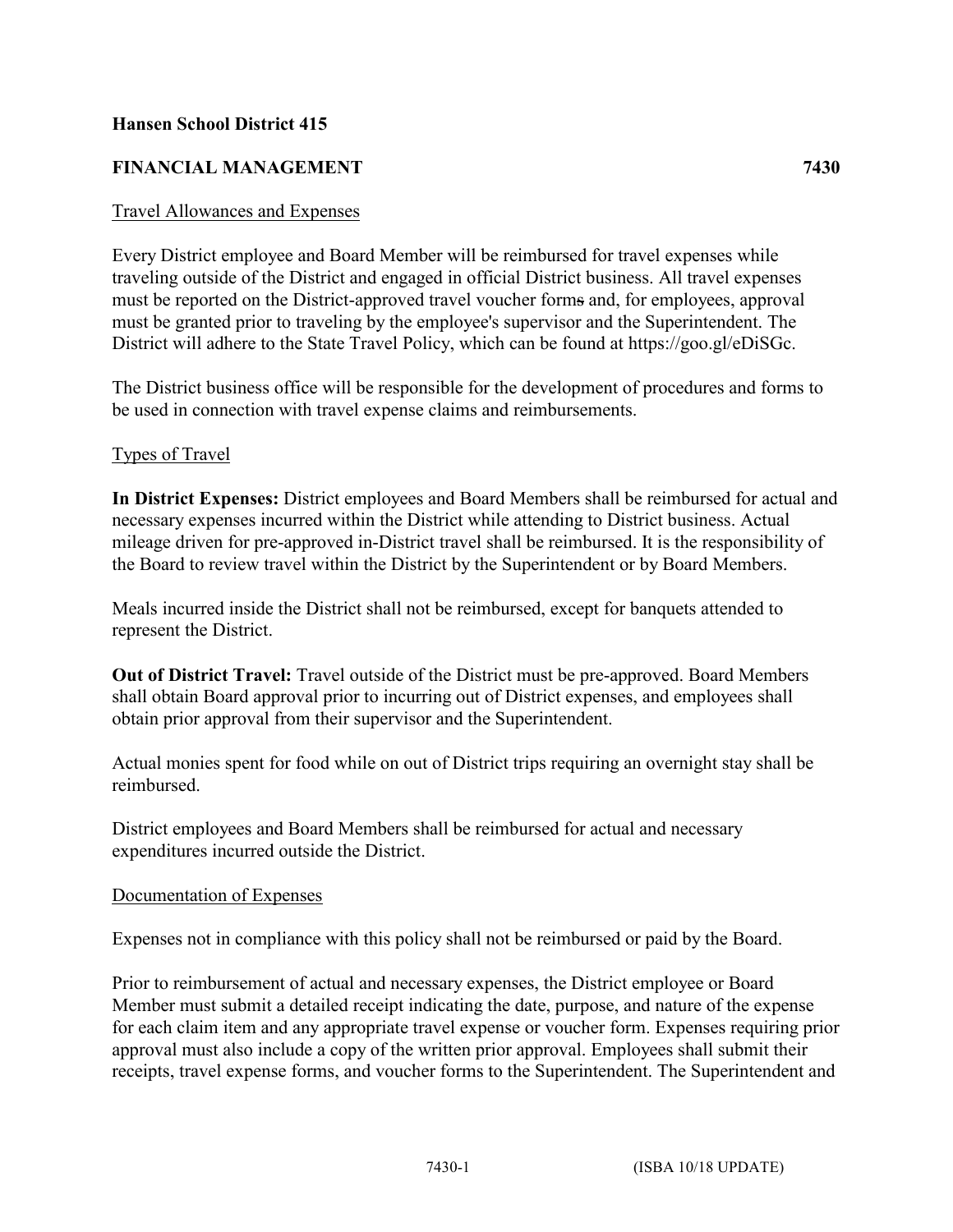**Hansen School District 415**

**FINANCIAL MANAGEMENT 7430**

Travel Allowances and Expenses

Every District employee and Board Member will be reimbursed for travel expenses while traveling outside of the District and engaged in official District business. All travel expenses must be reported on the District-approved travel voucher forms and, for employees, approval must be granted prior to traveling by the employee's supervisor and the Superintendent. The District will adhere to the State Travel Policy, which can be found at https://goo.gl/eDiSGc.

The District business office will be responsible for the development of procedures and forms to be used in connection with travel expense claims and reimbursements.

Types of Travel

**In District Expenses:** District employees and Board Members shall be reimbursed for actual and necessary expenses incurred within the District while attending to District business. Actual mileage driven for pre-approved in-District travel shall be reimbursed. It is the responsibility of the Board to review travel within the District by the Superintendent or by Board Members.

Meals incurred inside the District shall not be reimbursed, except for banquets attended to represent the District.

**Out of District Travel:** Travel outside of the District must be pre-approved. Board Members shall obtain Board approval prior to incurring out of District expenses, and employees shall obtain prior approval from their supervisor and the Superintendent.

Actual monies spent for food while on out of District trips requiring an overnight stay shall be reimbursed.

District employees and Board Members shall be reimbursed for actual and necessary expenditures incurred outside the District.

Documentation of Expenses

Expenses not in compliance with this policy shall not be reimbursed or paid by the Board.

Prior to reimbursement of actual and necessary expenses, the District employee or Board Member must submit a detailed receipt indicating the date, purpose, and nature of the expense for each claim item and any appropriate travel expense or voucher form. Expenses requiring prior approval must also include a copy of the written prior approval. Employees shall submit their receipts, travel expense forms, and voucher forms to the Superintendent. The Superintendent and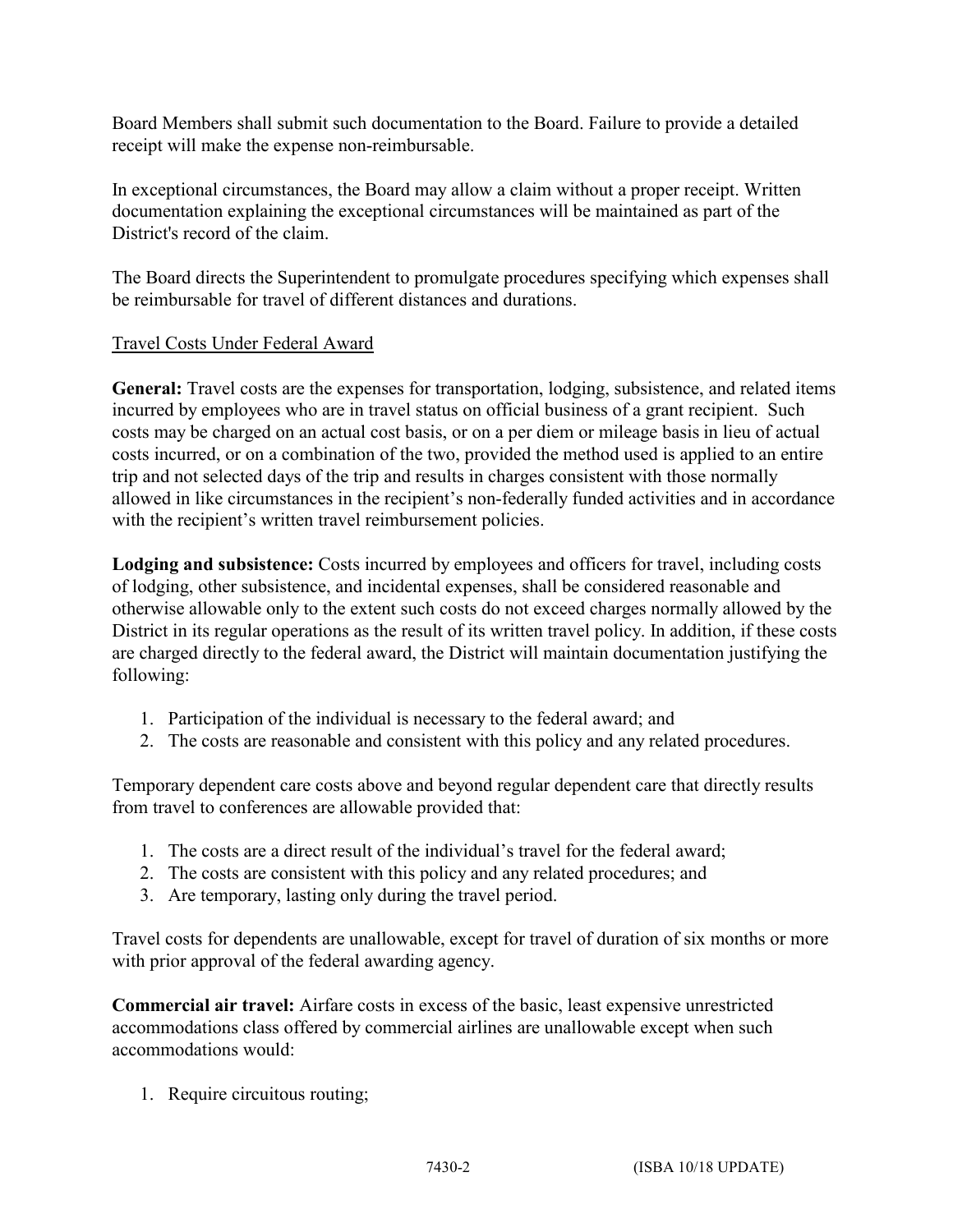Board Members shall submit such documentation to the Board. Failure to provide a detailed receipt will make the expense non-reimbursable.

In exceptional circumstances, the Board may allow a claim without a proper receipt. Written documentation explaining the exceptional circumstances will be maintained as part of the District's record of the claim.

The Board directs the Superintendent to promulgate procedures specifying which expenses shall be reimbursable for travel of different distances and durations.

Travel Costs Under Federal Award

**General:** Travel costs are the expenses for transportation, lodging, subsistence, and related items incurred by employees who are in travel status on official business of a grant recipient. Such costs may be charged on an actual cost basis, or on a per diem or mileage basis in lieu of actual costs incurred, or on a combination of the two, provided the method used is applied to an entire trip and not selected days of the trip and results in charges consistent with those normally allowed in like circumstances in the recipient's non-federally funded activities and in accordance with the recipient's written travel reimbursement policies.

**Lodging and subsistence:** Costs incurred by employees and officers for travel, including costs of lodging, other subsistence, and incidental expenses, shall be considered reasonable and otherwise allowable only to the extent such costs do not exceed charges normally allowed by the District in its regular operations as the result of its written travel policy. In addition, if these costs are charged directly to the federal award, the District will maintain documentation justifying the following:

1. Participation of the individual is necessary to the federal award; and
2. The costs are reasonable and consistent with this policy and any related procedures.

Temporary dependent care costs above and beyond regular dependent care that directly results from travel to conferences are allowable provided that:

1. The costs are a direct result of the individual's travel for the federal award;
2. The costs are consistent with this policy and any related procedures; and
3. Are temporary, lasting only during the travel period.

Travel costs for dependents are unallowable, except for travel of duration of six months or more with prior approval of the federal awarding agency.

**Commercial air travel:** Airfare costs in excess of the basic, least expensive unrestricted accommodations class offered by commercial airlines are unallowable except when such accommodations would:

1. Require circuitous routing;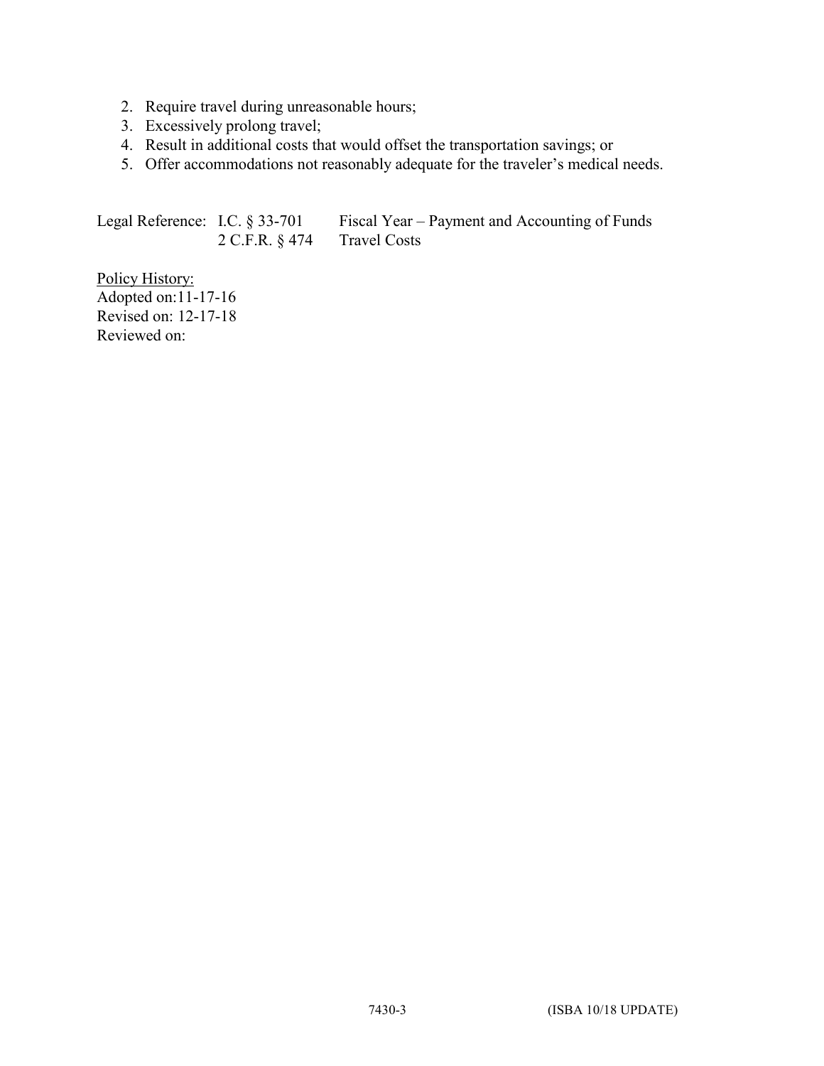2. Require travel during unreasonable hours;
3. Excessively prolong travel;
4. Result in additional costs that would offset the transportation savings; or
5. Offer accommodations not reasonably adequate for the traveler's medical needs.

| | | |
|---|---|---|
| Legal Reference: | I.C. § 33-701 | Fiscal Year – Payment and Accounting of Funds |
| | 2 C.F.R. § 474 | Travel Costs |

Policy History:
Adopted on:11-17-16
Revised on: 12-17-18
Reviewed on: